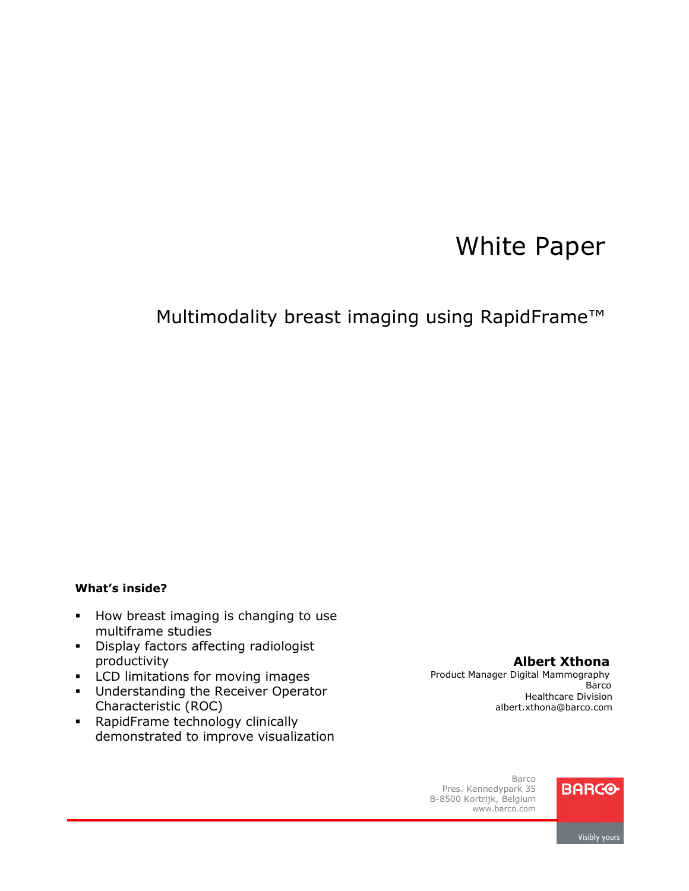# White Paper

## Multimodality breast imaging using RapidFrame™

**What's inside?**

- How breast imaging is changing to use multiframe studies
- Display factors affecting radiologist productivity
- LCD limitations for moving images
- Understanding the Receiver Operator Characteristic (ROC)
- RapidFrame technology clinically demonstrated to improve visualization

**Albert Xthona**
Product Manager Digital Mammography
Barco
Healthcare Division
albert.xthona@barco.com

Barco
Pres. Kennedypark 35
B-8500 Kortrijk, Belgium
www.barco.com

BARCO
Visibly yours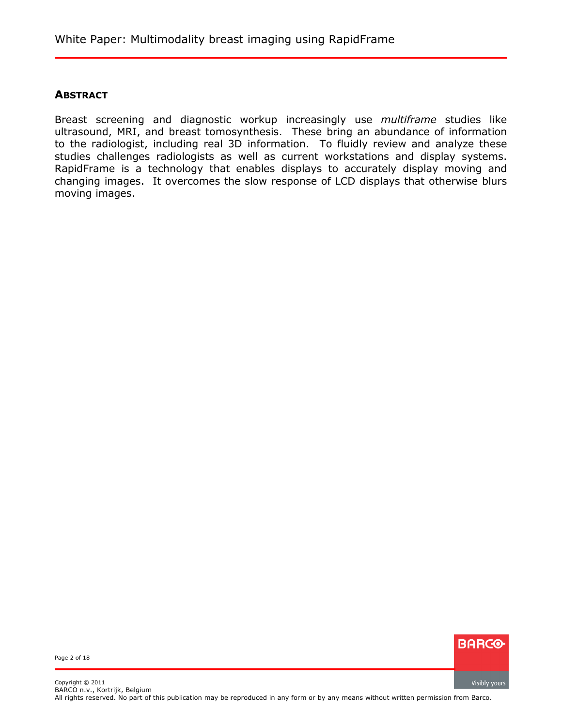## Abstract

Breast screening and diagnostic workup increasingly use *multiframe* studies like ultrasound, MRI, and breast tomosynthesis. These bring an abundance of information to the radiologist, including real 3D information. To fluidly review and analyze these studies challenges radiologists as well as current workstations and display systems. RapidFrame is a technology that enables displays to accurately display moving and changing images. It overcomes the slow response of LCD displays that otherwise blurs moving images.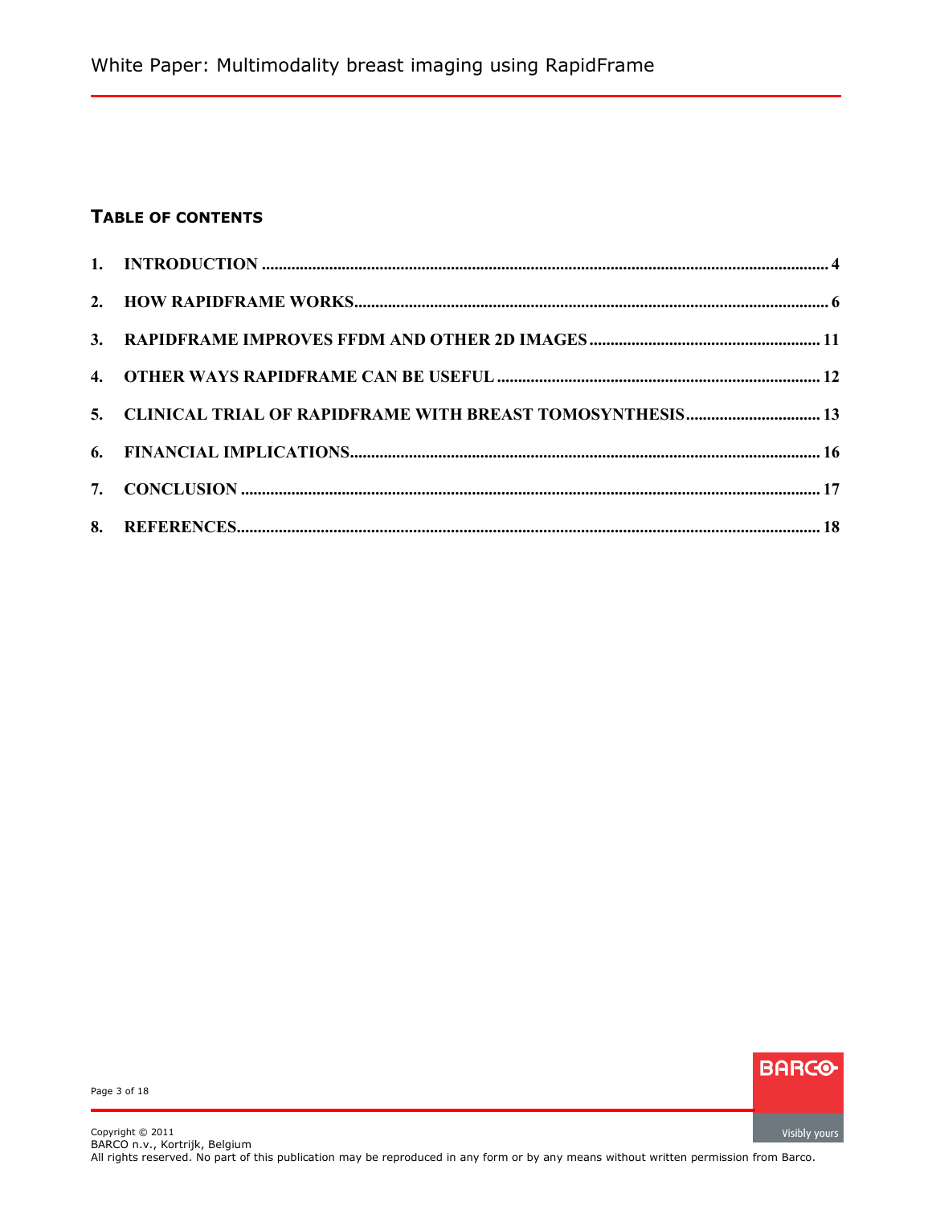## TABLE OF CONTENTS

1. INTRODUCTION ........................................................................................................ 4
2. HOW RAPIDFRAME WORKS................................................................................. 6
3. RAPIDFRAME IMPROVES FFDM AND OTHER 2D IMAGES ....................................... 11
4. OTHER WAYS RAPIDFRAME CAN BE USEFUL ........................................................ 12
5. CLINICAL TRIAL OF RAPIDFRAME WITH BREAST TOMOSYNTHESIS ...................... 13
6. FINANCIAL IMPLICATIONS.................................................................................. 16
7. CONCLUSION ...................................................................................................... 17
8. REFERENCES........................................................................................................ 18

Copyright © 2011
BARCO n.v., Kortrijk, Belgium
All rights reserved. No part of this publication may be reproduced in any form or by any means without written permission from Barco.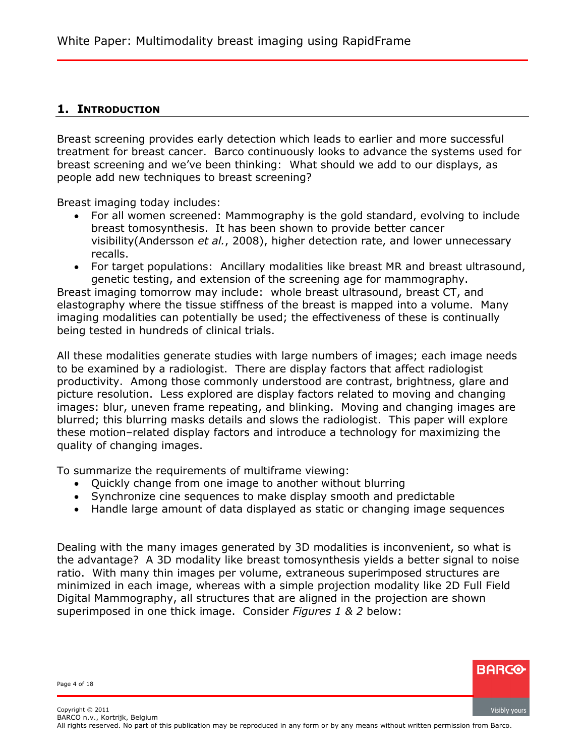## 1. Introduction

Breast screening provides early detection which leads to earlier and more successful treatment for breast cancer. Barco continuously looks to advance the systems used for breast screening and we've been thinking: What should we add to our displays, as people add new techniques to breast screening?

Breast imaging today includes:

- For all women screened: Mammography is the gold standard, evolving to include breast tomosynthesis. It has been shown to provide better cancer visibility(Andersson *et al.*, 2008), higher detection rate, and lower unnecessary recalls.
- For target populations: Ancillary modalities like breast MR and breast ultrasound, genetic testing, and extension of the screening age for mammography.

Breast imaging tomorrow may include: whole breast ultrasound, breast CT, and elastography where the tissue stiffness of the breast is mapped into a volume. Many imaging modalities can potentially be used; the effectiveness of these is continually being tested in hundreds of clinical trials.

All these modalities generate studies with large numbers of images; each image needs to be examined by a radiologist. There are display factors that affect radiologist productivity. Among those commonly understood are contrast, brightness, glare and picture resolution. Less explored are display factors related to moving and changing images: blur, uneven frame repeating, and blinking. Moving and changing images are blurred; this blurring masks details and slows the radiologist. This paper will explore these motion–related display factors and introduce a technology for maximizing the quality of changing images.

To summarize the requirements of multiframe viewing:

- Quickly change from one image to another without blurring
- Synchronize cine sequences to make display smooth and predictable
- Handle large amount of data displayed as static or changing image sequences

Dealing with the many images generated by 3D modalities is inconvenient, so what is the advantage? A 3D modality like breast tomosynthesis yields a better signal to noise ratio. With many thin images per volume, extraneous superimposed structures are minimized in each image, whereas with a simple projection modality like 2D Full Field Digital Mammography, all structures that are aligned in the projection are shown superimposed in one thick image. Consider *Figures 1 & 2* below: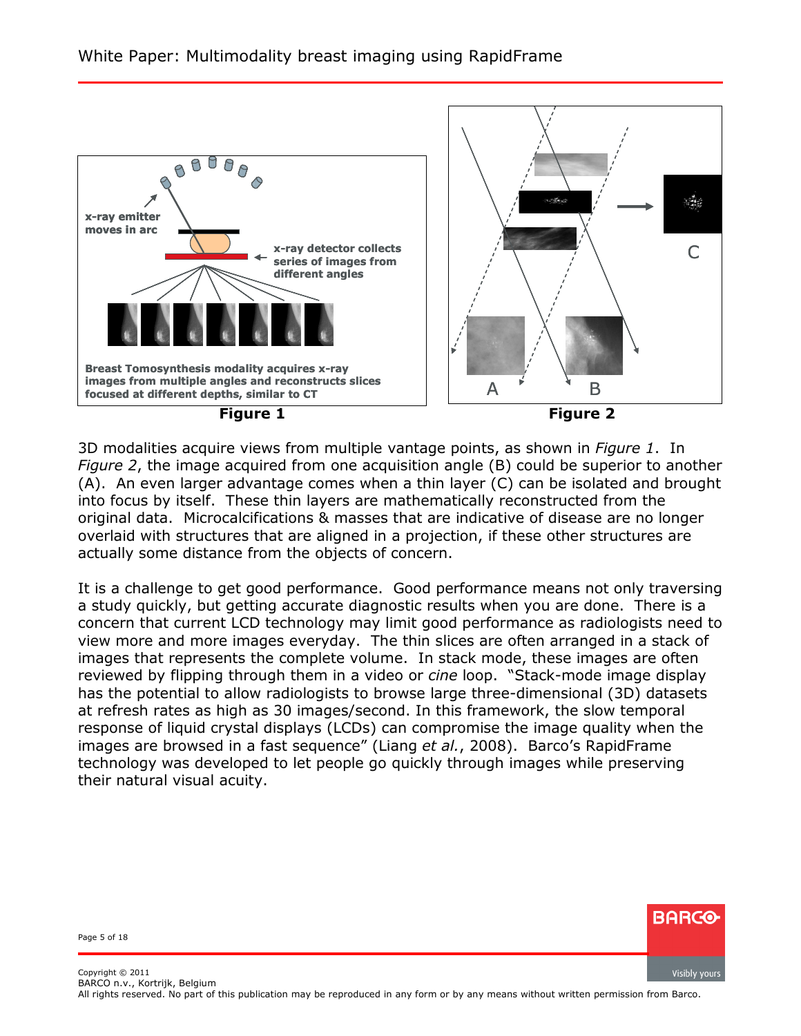x-ray emitter moves in arc

x-ray detector collects series of images from different angles

Breast Tomosynthesis modality acquires x-ray images from multiple angles and reconstructs slices focused at different depths, similar to CT

**Figure 1**

C

A

B

**Figure 2**

3D modalities acquire views from multiple vantage points, as shown in *Figure 1*. In *Figure 2*, the image acquired from one acquisition angle (B) could be superior to another (A). An even larger advantage comes when a thin layer (C) can be isolated and brought into focus by itself. These thin layers are mathematically reconstructed from the original data. Microcalcifications & masses that are indicative of disease are no longer overlaid with structures that are aligned in a projection, if these other structures are actually some distance from the objects of concern.

It is a challenge to get good performance. Good performance means not only traversing a study quickly, but getting accurate diagnostic results when you are done. There is a concern that current LCD technology may limit good performance as radiologists need to view more and more images everyday. The thin slices are often arranged in a stack of images that represents the complete volume. In stack mode, these images are often reviewed by flipping through them in a video or *cine* loop. "Stack-mode image display has the potential to allow radiologists to browse large three-dimensional (3D) datasets at refresh rates as high as 30 images/second. In this framework, the slow temporal response of liquid crystal displays (LCDs) can compromise the image quality when the images are browsed in a fast sequence" (Liang *et al.*, 2008). Barco's RapidFrame technology was developed to let people go quickly through images while preserving their natural visual acuity.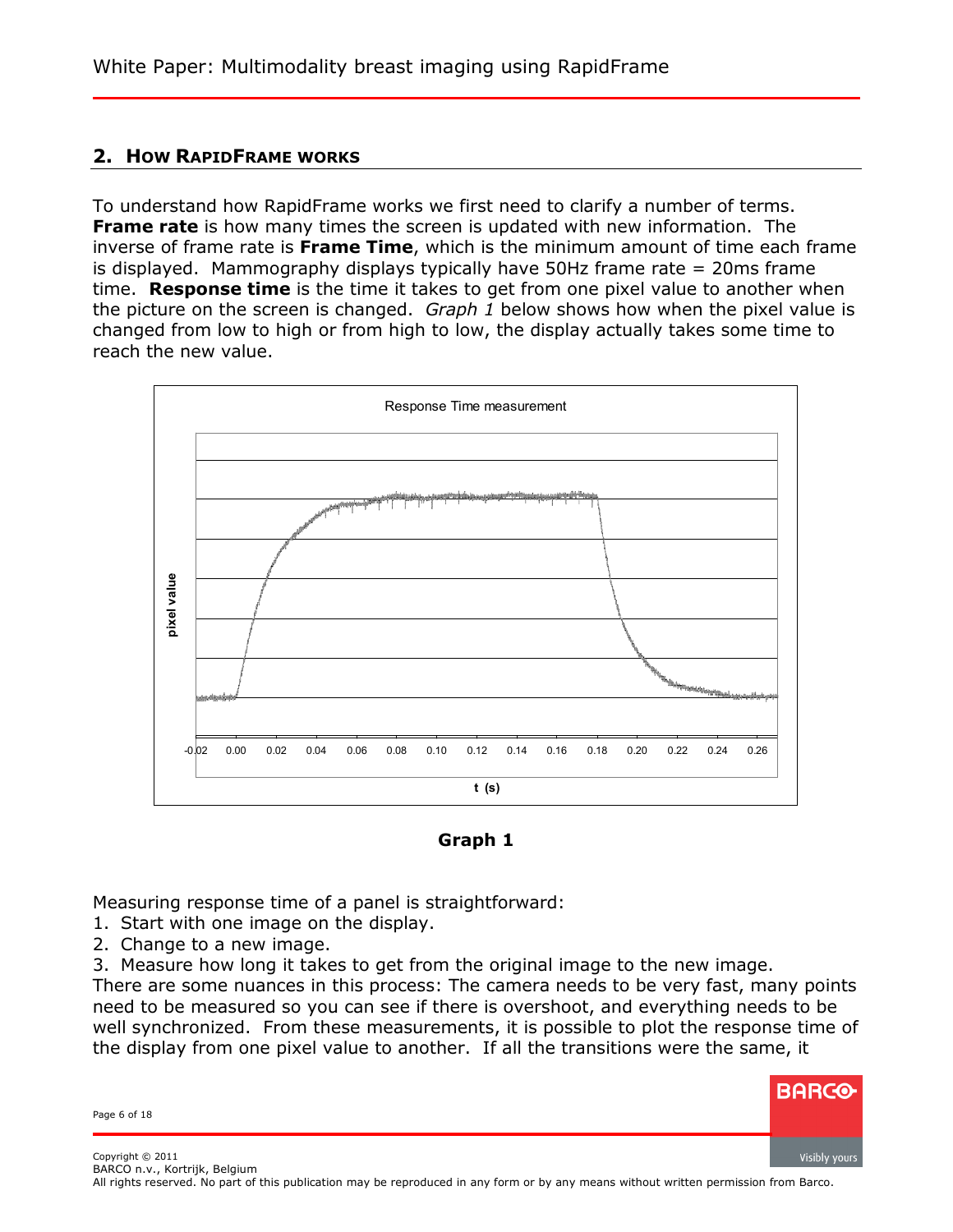## 2. How RapidFrame works

To understand how RapidFrame works we first need to clarify a number of terms. **Frame rate** is how many times the screen is updated with new information. The inverse of frame rate is **Frame Time**, which is the minimum amount of time each frame is displayed. Mammography displays typically have 50Hz frame rate = 20ms frame time. **Response time** is the time it takes to get from one pixel value to another when the picture on the screen is changed. *Graph 1* below shows how when the pixel value is changed from low to high or from high to low, the display actually takes some time to reach the new value.

**Graph 1**

Measuring response time of a panel is straightforward:

1. Start with one image on the display.
2. Change to a new image.
3. Measure how long it takes to get from the original image to the new image.

There are some nuances in this process: The camera needs to be very fast, many points need to be measured so you can see if there is overshoot, and everything needs to be well synchronized. From these measurements, it is possible to plot the response time of the display from one pixel value to another. If all the transitions were the same, it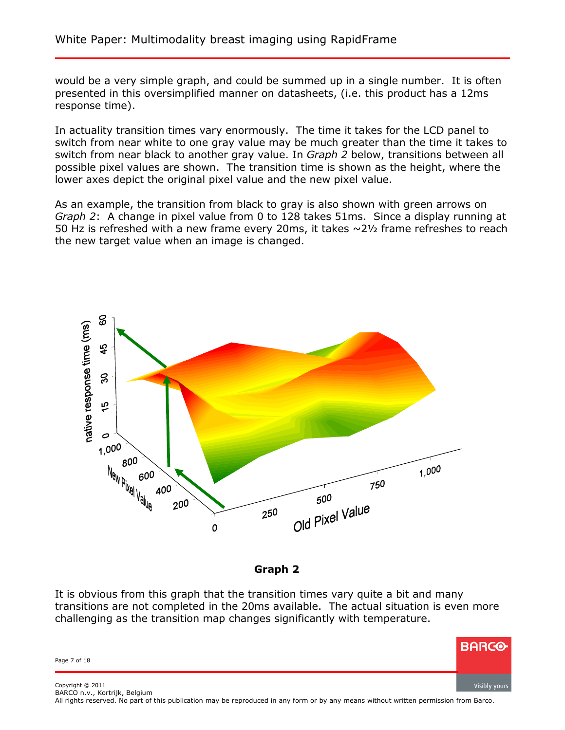would be a very simple graph, and could be summed up in a single number. It is often presented in this oversimplified manner on datasheets, (i.e. this product has a 12ms response time).

In actuality transition times vary enormously. The time it takes for the LCD panel to switch from near white to one gray value may be much greater than the time it takes to switch from near black to another gray value. In *Graph 2* below, transitions between all possible pixel values are shown. The transition time is shown as the height, where the lower axes depict the original pixel value and the new pixel value.

As an example, the transition from black to gray is also shown with green arrows on *Graph 2*: A change in pixel value from 0 to 128 takes 51ms. Since a display running at 50 Hz is refreshed with a new frame every 20ms, it takes ~2½ frame refreshes to reach the new target value when an image is changed.

native response time (ms)
0
15
30
45
60
New Pixel Value
1,000
800
600
400
200
0
Old Pixel Value
250
500
750
1,000

**Graph 2**

It is obvious from this graph that the transition times vary quite a bit and many transitions are not completed in the 20ms available. The actual situation is even more challenging as the transition map changes significantly with temperature.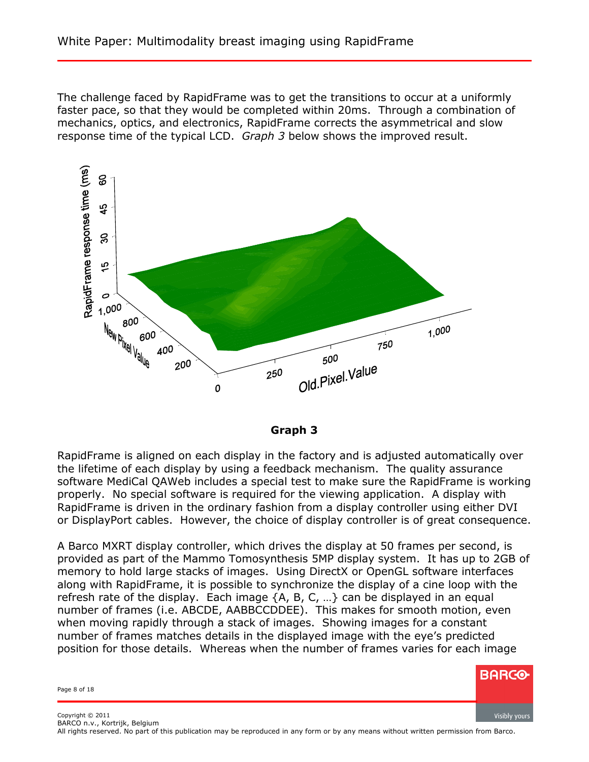The challenge faced by RapidFrame was to get the transitions to occur at a uniformly faster pace, so that they would be completed within 20ms. Through a combination of mechanics, optics, and electronics, RapidFrame corrects the asymmetrical and slow response time of the typical LCD. *Graph 3* below shows the improved result.

RapidFrame response time (ms)
0
15
30
45
60
New Pixel Value
1,000
800
600
400
200
0
Old.Pixel.Value
250
500
750
1,000

**Graph 3**

RapidFrame is aligned on each display in the factory and is adjusted automatically over the lifetime of each display by using a feedback mechanism. The quality assurance software MediCal QAWeb includes a special test to make sure the RapidFrame is working properly. No special software is required for the viewing application. A display with RapidFrame is driven in the ordinary fashion from a display controller using either DVI or DisplayPort cables. However, the choice of display controller is of great consequence.

A Barco MXRT display controller, which drives the display at 50 frames per second, is provided as part of the Mammo Tomosynthesis 5MP display system. It has up to 2GB of memory to hold large stacks of images. Using DirectX or OpenGL software interfaces along with RapidFrame, it is possible to synchronize the display of a cine loop with the refresh rate of the display. Each image {A, B, C, …} can be displayed in an equal number of frames (i.e. ABCDE, AABBCCDDEE). This makes for smooth motion, even when moving rapidly through a stack of images. Showing images for a constant number of frames matches details in the displayed image with the eye's predicted position for those details. Whereas when the number of frames varies for each image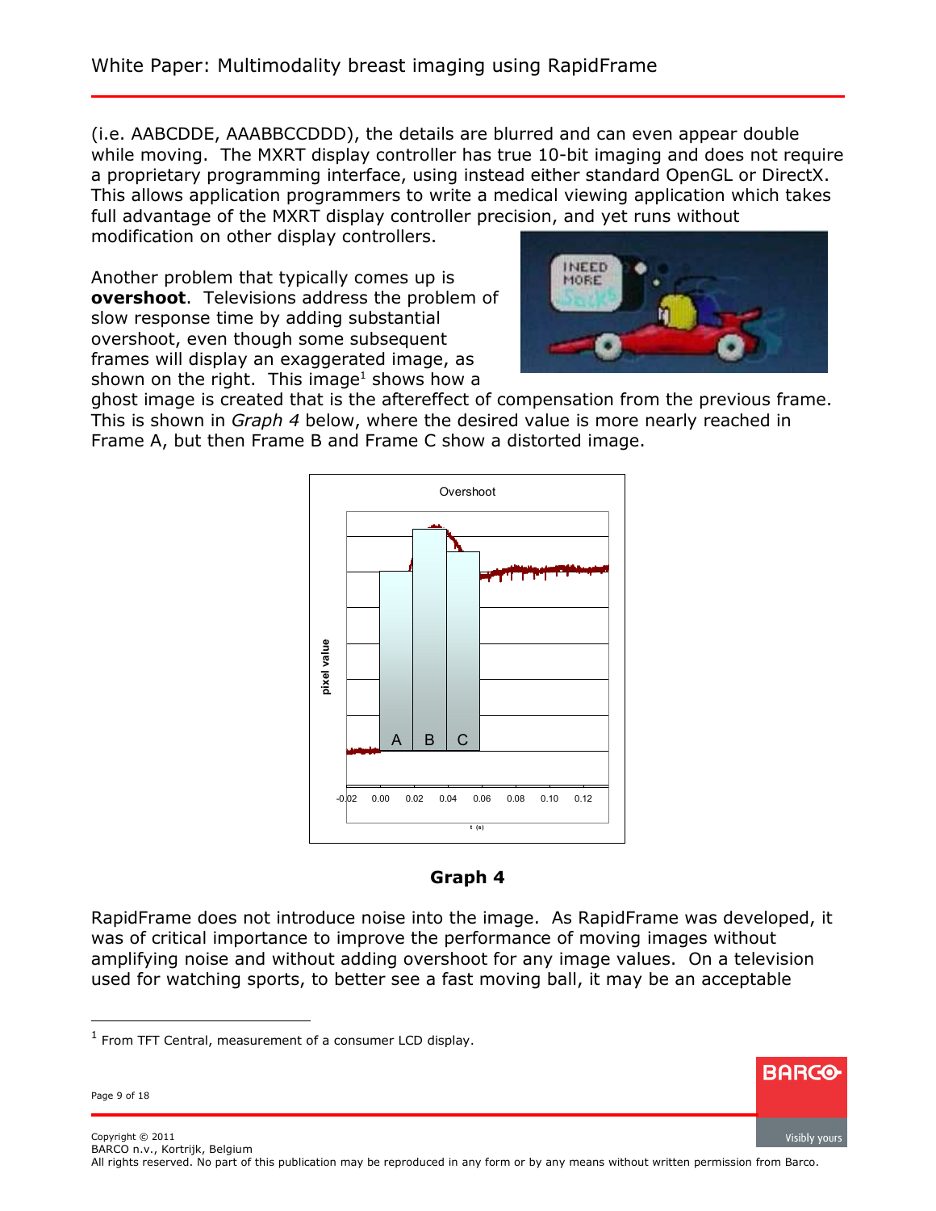(i.e. AABCDDE, AAABBCCDDD), the details are blurred and can even appear double while moving. The MXRT display controller has true 10-bit imaging and does not require a proprietary programming interface, using instead either standard OpenGL or DirectX. This allows application programmers to write a medical viewing application which takes full advantage of the MXRT display controller precision, and yet runs without modification on other display controllers.

Another problem that typically comes up is **overshoot**. Televisions address the problem of slow response time by adding substantial overshoot, even though some subsequent frames will display an exaggerated image, as shown on the right. This image[1] shows how a ghost image is created that is the aftereffect of compensation from the previous frame. This is shown in *Graph 4* below, where the desired value is more nearly reached in Frame A, but then Frame B and Frame C show a distorted image.

Overshoot

pixel value

A B C

-0.02 0.00 0.02 0.04 0.06 0.08 0.10 0.12

t (s)

**Graph 4**

RapidFrame does not introduce noise into the image. As RapidFrame was developed, it was of critical importance to improve the performance of moving images without amplifying noise and without adding overshoot for any image values. On a television used for watching sports, to better see a fast moving ball, it may be an acceptable

[1] From TFT Central, measurement of a consumer LCD display.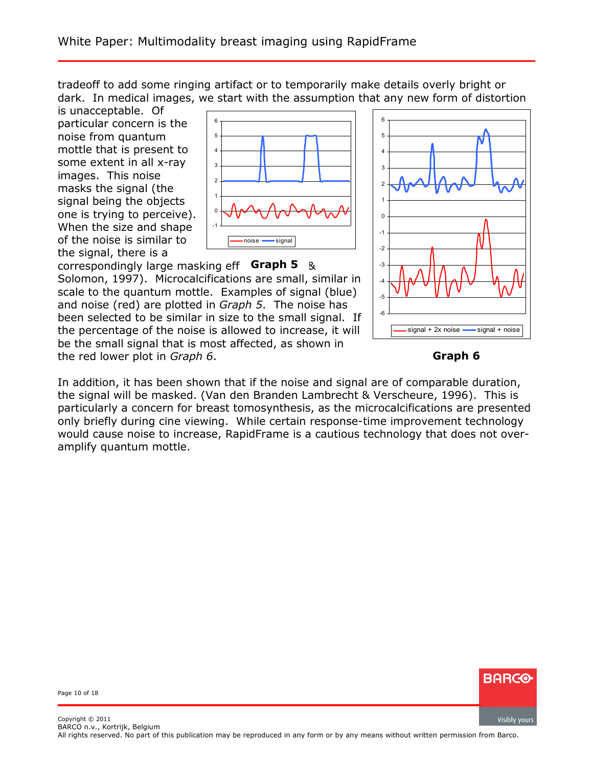tradeoff to add some ringing artifact or to temporarily make details overly bright or dark. In medical images, we start with the assumption that any new form of distortion is unacceptable. Of particular concern is the noise from quantum mottle that is present to some extent in all x-ray images. This noise masks the signal (the signal being the objects one is trying to perceive). When the size and shape of the noise is similar to the signal, there is a correspondingly large masking eff & Solomon, 1997). Microcalcifications are small, similar in scale to the quantum mottle. Examples of signal (blue) and noise (red) are plotted in *Graph 5*. The noise has been selected to be similar in size to the small signal. If the percentage of the noise is allowed to increase, it will be the small signal that is most affected, as shown in the red lower plot in *Graph 6*.

6
5
4
3
2
1
0
-1

noise signal

**Graph 5**

6
5
4
3
2
1
0
-1
-2
-3
-4
-5
-6

signal + 2x noise signal + noise

**Graph 6**

In addition, it has been shown that if the noise and signal are of comparable duration, the signal will be masked. (Van den Branden Lambrecht & Verscheure, 1996). This is particularly a concern for breast tomosynthesis, as the microcalcifications are presented only briefly during cine viewing. While certain response-time improvement technology would cause noise to increase, RapidFrame is a cautious technology that does not over-amplify quantum mottle.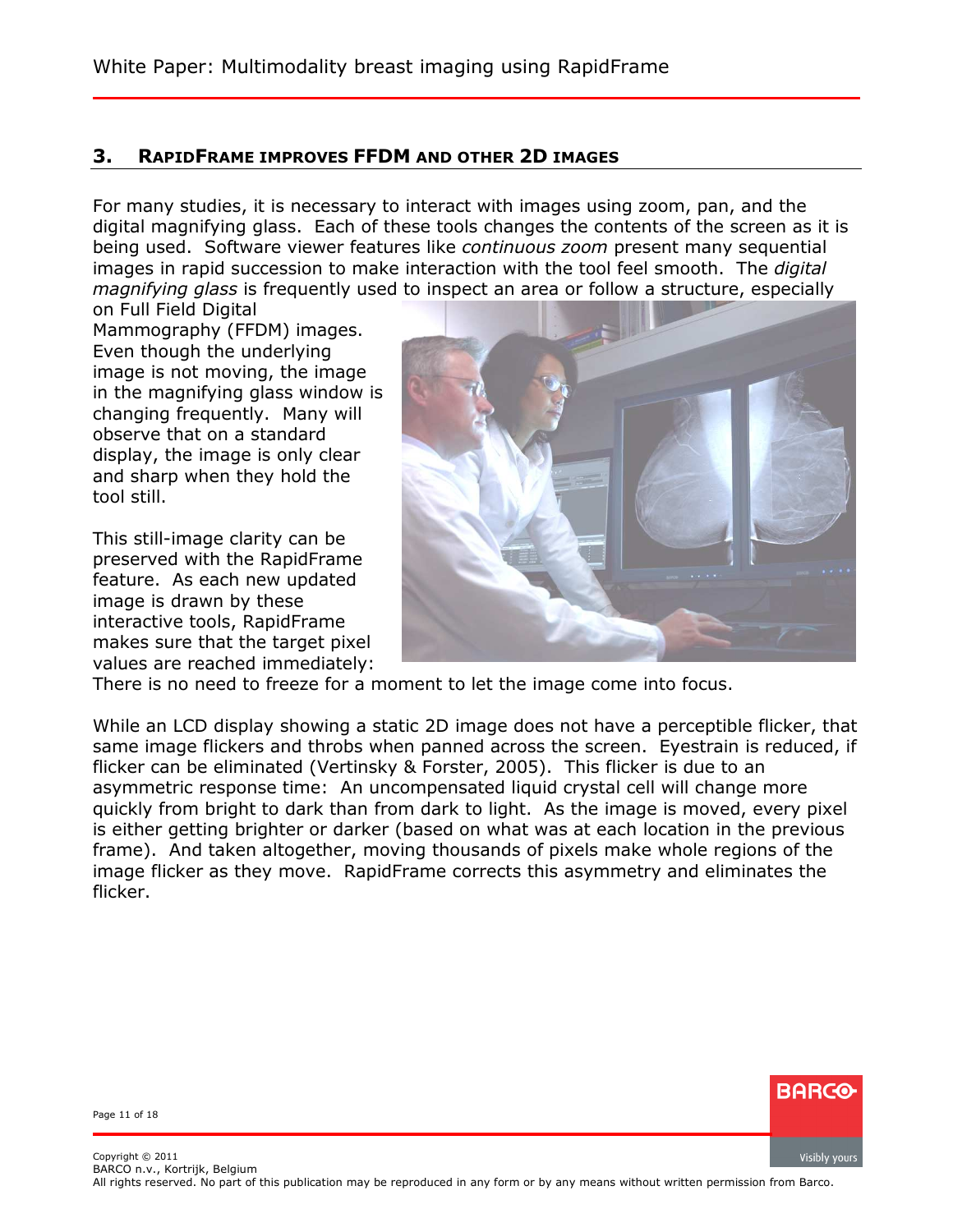## 3. RapidFrame improves FFDM and other 2D images

For many studies, it is necessary to interact with images using zoom, pan, and the digital magnifying glass. Each of these tools changes the contents of the screen as it is being used. Software viewer features like *continuous zoom* present many sequential images in rapid succession to make interaction with the tool feel smooth. The *digital magnifying glass* is frequently used to inspect an area or follow a structure, especially on Full Field Digital Mammography (FFDM) images. Even though the underlying image is not moving, the image in the magnifying glass window is changing frequently. Many will observe that on a standard display, the image is only clear and sharp when they hold the tool still.

This still-image clarity can be preserved with the RapidFrame feature. As each new updated image is drawn by these interactive tools, RapidFrame makes sure that the target pixel values are reached immediately: There is no need to freeze for a moment to let the image come into focus.

While an LCD display showing a static 2D image does not have a perceptible flicker, that same image flickers and throbs when panned across the screen. Eyestrain is reduced, if flicker can be eliminated (Vertinsky & Forster, 2005). This flicker is due to an asymmetric response time: An uncompensated liquid crystal cell will change more quickly from bright to dark than from dark to light. As the image is moved, every pixel is either getting brighter or darker (based on what was at each location in the previous frame). And taken altogether, moving thousands of pixels make whole regions of the image flicker as they move. RapidFrame corrects this asymmetry and eliminates the flicker.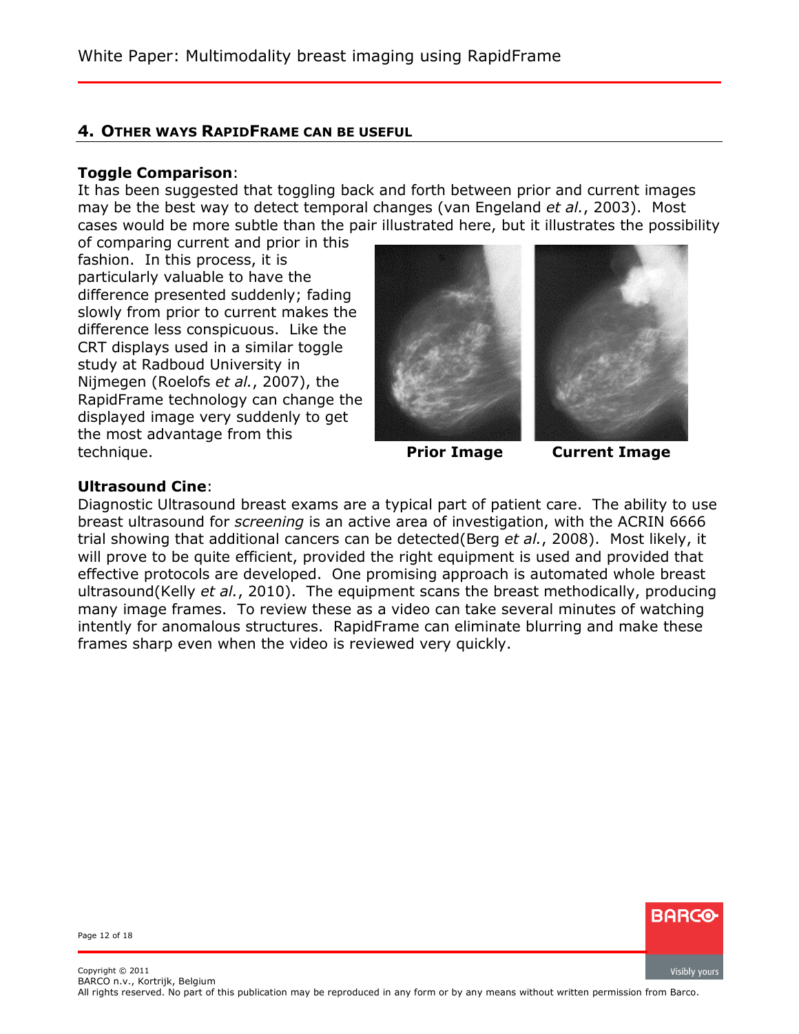## 4. Other ways RapidFrame can be useful

**Toggle Comparison**:
It has been suggested that toggling back and forth between prior and current images may be the best way to detect temporal changes (van Engeland *et al.*, 2003). Most cases would be more subtle than the pair illustrated here, but it illustrates the possibility of comparing current and prior in this fashion. In this process, it is particularly valuable to have the difference presented suddenly; fading slowly from prior to current makes the difference less conspicuous. Like the CRT displays used in a similar toggle study at Radboud University in Nijmegen (Roelofs *et al.*, 2007), the RapidFrame technology can change the displayed image very suddenly to get the most advantage from this technique.

**Prior Image** **Current Image**

**Ultrasound Cine**:
Diagnostic Ultrasound breast exams are a typical part of patient care. The ability to use breast ultrasound for *screening* is an active area of investigation, with the ACRIN 6666 trial showing that additional cancers can be detected(Berg *et al.*, 2008). Most likely, it will prove to be quite efficient, provided the right equipment is used and provided that effective protocols are developed. One promising approach is automated whole breast ultrasound(Kelly *et al.*, 2010). The equipment scans the breast methodically, producing many image frames. To review these as a video can take several minutes of watching intently for anomalous structures. RapidFrame can eliminate blurring and make these frames sharp even when the video is reviewed very quickly.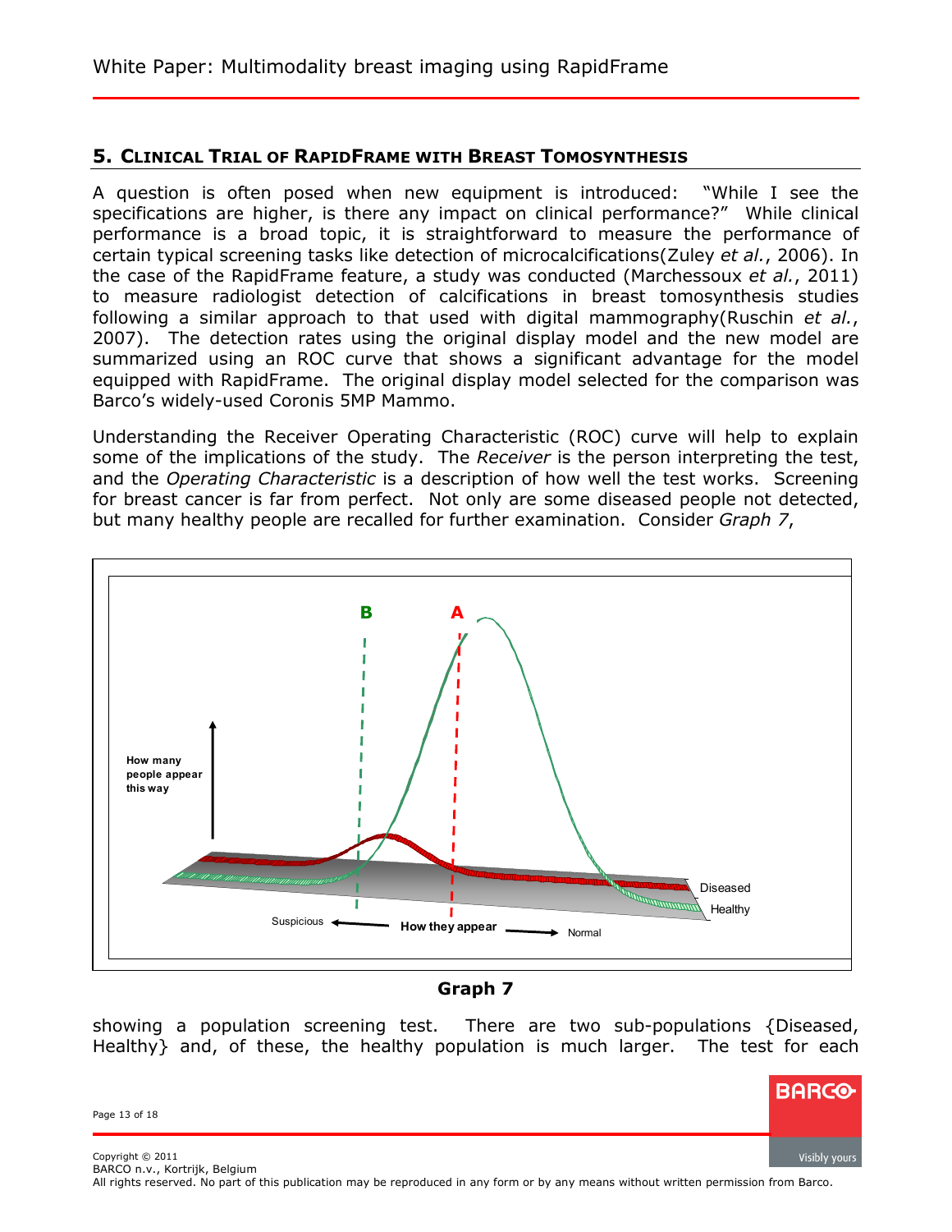## 5. Clinical Trial of RapidFrame with Breast Tomosynthesis

A question is often posed when new equipment is introduced: "While I see the specifications are higher, is there any impact on clinical performance?" While clinical performance is a broad topic, it is straightforward to measure the performance of certain typical screening tasks like detection of microcalcifications(Zuley *et al.*, 2006). In the case of the RapidFrame feature, a study was conducted (Marchessoux *et al.*, 2011) to measure radiologist detection of calcifications in breast tomosynthesis studies following a similar approach to that used with digital mammography(Ruschin *et al.*, 2007). The detection rates using the original display model and the new model are summarized using an ROC curve that shows a significant advantage for the model equipped with RapidFrame. The original display model selected for the comparison was Barco's widely-used Coronis 5MP Mammo.

Understanding the Receiver Operating Characteristic (ROC) curve will help to explain some of the implications of the study. The *Receiver* is the person interpreting the test, and the *Operating Characteristic* is a description of how well the test works. Screening for breast cancer is far from perfect. Not only are some diseased people not detected, but many healthy people are recalled for further examination. Consider *Graph 7*,

B
A
How many people appear this way
Diseased
Healthy
Suspicious
How they appear
Normal

**Graph 7**

showing a population screening test. There are two sub-populations {Diseased, Healthy} and, of these, the healthy population is much larger. The test for each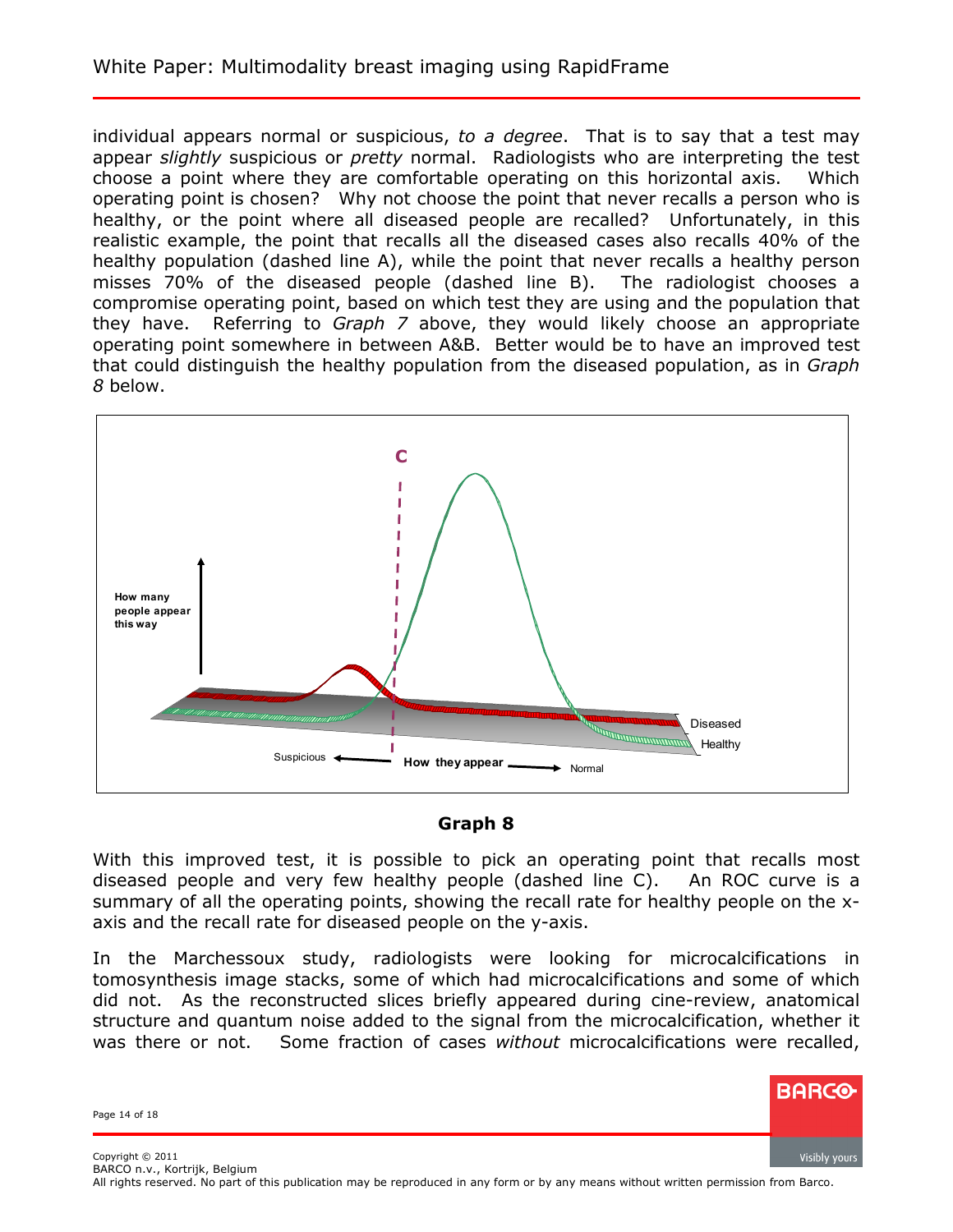individual appears normal or suspicious, *to a degree*. That is to say that a test may appear *slightly* suspicious or *pretty* normal. Radiologists who are interpreting the test choose a point where they are comfortable operating on this horizontal axis. Which operating point is chosen? Why not choose the point that never recalls a person who is healthy, or the point where all diseased people are recalled? Unfortunately, in this realistic example, the point that recalls all the diseased cases also recalls 40% of the healthy population (dashed line A), while the point that never recalls a healthy person misses 70% of the diseased people (dashed line B). The radiologist chooses a compromise operating point, based on which test they are using and the population that they have. Referring to *Graph 7* above, they would likely choose an appropriate operating point somewhere in between A&B. Better would be to have an improved test that could distinguish the healthy population from the diseased population, as in *Graph 8* below.

C

How many people appear this way

Diseased

Healthy

Suspicious

How they appear

Normal

**Graph 8**

With this improved test, it is possible to pick an operating point that recalls most diseased people and very few healthy people (dashed line C). An ROC curve is a summary of all the operating points, showing the recall rate for healthy people on the x-axis and the recall rate for diseased people on the y-axis.

In the Marchessoux study, radiologists were looking for microcalcifications in tomosynthesis image stacks, some of which had microcalcifications and some of which did not. As the reconstructed slices briefly appeared during cine-review, anatomical structure and quantum noise added to the signal from the microcalcification, whether it was there or not. Some fraction of cases *without* microcalcifications were recalled,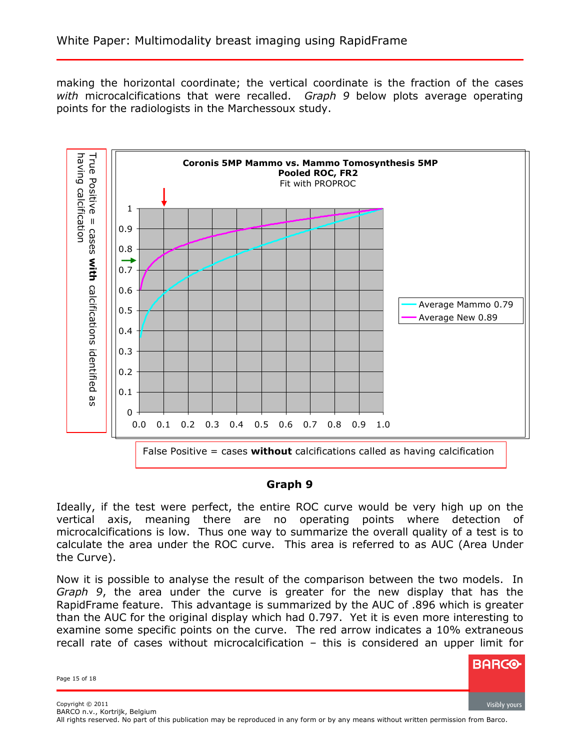making the horizontal coordinate; the vertical coordinate is the fraction of the cases *with* microcalcifications that were recalled. *Graph 9* below plots average operating points for the radiologists in the Marchessoux study.

**Coronis 5MP Mammo vs. Mammo Tomosynthesis 5MP**
**Pooled ROC, FR2**
Fit with PROPROC

True Positive = cases **with** calcifications identified as having calcification

1
0.9
0.8
0.7
0.6
0.5
0.4
0.3
0.2
0.1
0

0.0 0.1 0.2 0.3 0.4 0.5 0.6 0.7 0.8 0.9 1.0

Average Mammo 0.79
Average New 0.89

False Positive = cases **without** calcifications called as having calcification

**Graph 9**

Ideally, if the test were perfect, the entire ROC curve would be very high up on the vertical axis, meaning there are no operating points where detection of microcalcifications is low. Thus one way to summarize the overall quality of a test is to calculate the area under the ROC curve. This area is referred to as AUC (Area Under the Curve).

Now it is possible to analyse the result of the comparison between the two models. In *Graph 9*, the area under the curve is greater for the new display that has the RapidFrame feature. This advantage is summarized by the AUC of .896 which is greater than the AUC for the original display which had 0.797. Yet it is even more interesting to examine some specific points on the curve. The red arrow indicates a 10% extraneous recall rate of cases without microcalcification – this is considered an upper limit for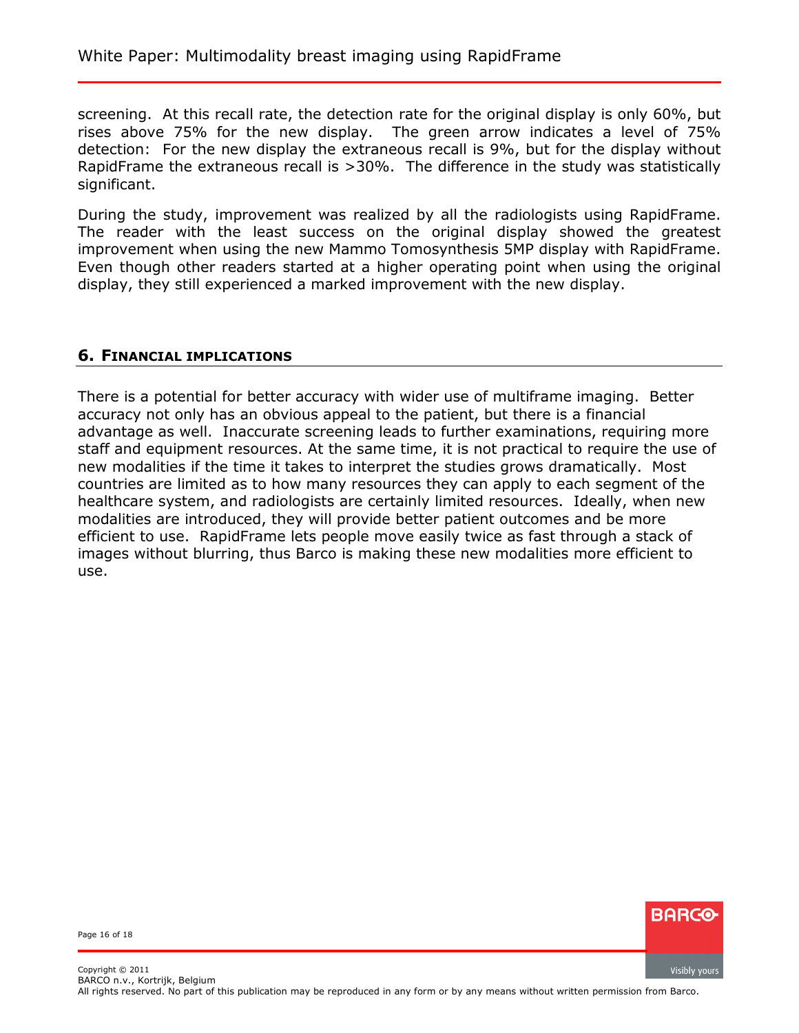screening. At this recall rate, the detection rate for the original display is only 60%, but rises above 75% for the new display. The green arrow indicates a level of 75% detection: For the new display the extraneous recall is 9%, but for the display without RapidFrame the extraneous recall is >30%. The difference in the study was statistically significant.

During the study, improvement was realized by all the radiologists using RapidFrame. The reader with the least success on the original display showed the greatest improvement when using the new Mammo Tomosynthesis 5MP display with RapidFrame. Even though other readers started at a higher operating point when using the original display, they still experienced a marked improvement with the new display.

## 6. Financial implications

There is a potential for better accuracy with wider use of multiframe imaging. Better accuracy not only has an obvious appeal to the patient, but there is a financial advantage as well. Inaccurate screening leads to further examinations, requiring more staff and equipment resources. At the same time, it is not practical to require the use of new modalities if the time it takes to interpret the studies grows dramatically. Most countries are limited as to how many resources they can apply to each segment of the healthcare system, and radiologists are certainly limited resources. Ideally, when new modalities are introduced, they will provide better patient outcomes and be more efficient to use. RapidFrame lets people move easily twice as fast through a stack of images without blurring, thus Barco is making these new modalities more efficient to use.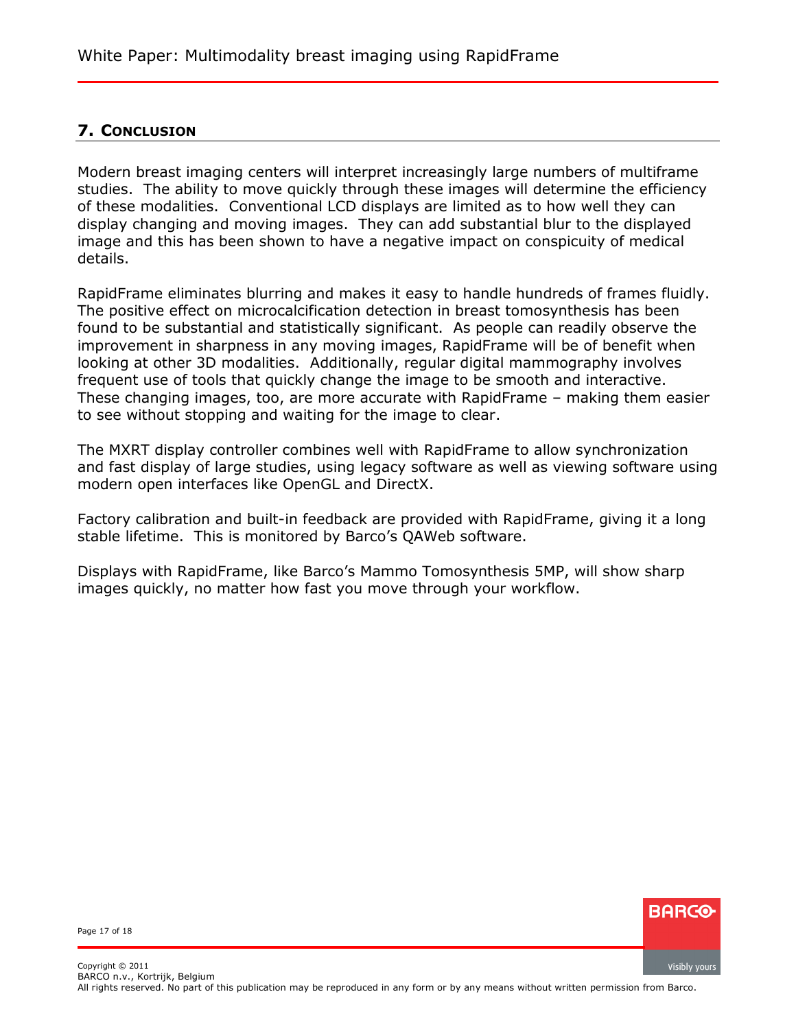## 7. Conclusion

Modern breast imaging centers will interpret increasingly large numbers of multiframe studies. The ability to move quickly through these images will determine the efficiency of these modalities. Conventional LCD displays are limited as to how well they can display changing and moving images. They can add substantial blur to the displayed image and this has been shown to have a negative impact on conspicuity of medical details.

RapidFrame eliminates blurring and makes it easy to handle hundreds of frames fluidly. The positive effect on microcalcification detection in breast tomosynthesis has been found to be substantial and statistically significant. As people can readily observe the improvement in sharpness in any moving images, RapidFrame will be of benefit when looking at other 3D modalities. Additionally, regular digital mammography involves frequent use of tools that quickly change the image to be smooth and interactive. These changing images, too, are more accurate with RapidFrame – making them easier to see without stopping and waiting for the image to clear.

The MXRT display controller combines well with RapidFrame to allow synchronization and fast display of large studies, using legacy software as well as viewing software using modern open interfaces like OpenGL and DirectX.

Factory calibration and built-in feedback are provided with RapidFrame, giving it a long stable lifetime. This is monitored by Barco's QAWeb software.

Displays with RapidFrame, like Barco's Mammo Tomosynthesis 5MP, will show sharp images quickly, no matter how fast you move through your workflow.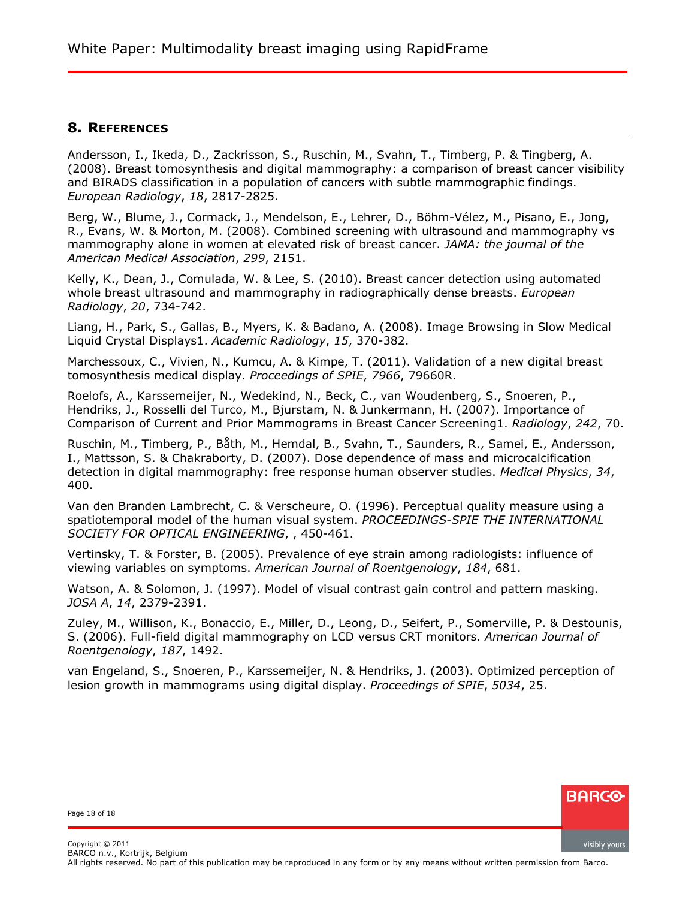## 8. References

Andersson, I., Ikeda, D., Zackrisson, S., Ruschin, M., Svahn, T., Timberg, P. & Tingberg, A. (2008). Breast tomosynthesis and digital mammography: a comparison of breast cancer visibility and BIRADS classification in a population of cancers with subtle mammographic findings. *European Radiology*, *18*, 2817-2825.

Berg, W., Blume, J., Cormack, J., Mendelson, E., Lehrer, D., Böhm-Vélez, M., Pisano, E., Jong, R., Evans, W. & Morton, M. (2008). Combined screening with ultrasound and mammography vs mammography alone in women at elevated risk of breast cancer. *JAMA: the journal of the American Medical Association*, *299*, 2151.

Kelly, K., Dean, J., Comulada, W. & Lee, S. (2010). Breast cancer detection using automated whole breast ultrasound and mammography in radiographically dense breasts. *European Radiology*, *20*, 734-742.

Liang, H., Park, S., Gallas, B., Myers, K. & Badano, A. (2008). Image Browsing in Slow Medical Liquid Crystal Displays1. *Academic Radiology*, *15*, 370-382.

Marchessoux, C., Vivien, N., Kumcu, A. & Kimpe, T. (2011). Validation of a new digital breast tomosynthesis medical display. *Proceedings of SPIE*, *7966*, 79660R.

Roelofs, A., Karssemeijer, N., Wedekind, N., Beck, C., van Woudenberg, S., Snoeren, P., Hendriks, J., Rosselli del Turco, M., Bjurstam, N. & Junkermann, H. (2007). Importance of Comparison of Current and Prior Mammograms in Breast Cancer Screening1. *Radiology*, *242*, 70.

Ruschin, M., Timberg, P., Båth, M., Hemdal, B., Svahn, T., Saunders, R., Samei, E., Andersson, I., Mattsson, S. & Chakraborty, D. (2007). Dose dependence of mass and microcalcification detection in digital mammography: free response human observer studies. *Medical Physics*, *34*, 400.

Van den Branden Lambrecht, C. & Verscheure, O. (1996). Perceptual quality measure using a spatiotemporal model of the human visual system. *PROCEEDINGS-SPIE THE INTERNATIONAL SOCIETY FOR OPTICAL ENGINEERING*, , 450-461.

Vertinsky, T. & Forster, B. (2005). Prevalence of eye strain among radiologists: influence of viewing variables on symptoms. *American Journal of Roentgenology*, *184*, 681.

Watson, A. & Solomon, J. (1997). Model of visual contrast gain control and pattern masking. *JOSA A*, *14*, 2379-2391.

Zuley, M., Willison, K., Bonaccio, E., Miller, D., Leong, D., Seifert, P., Somerville, P. & Destounis, S. (2006). Full-field digital mammography on LCD versus CRT monitors. *American Journal of Roentgenology*, *187*, 1492.

van Engeland, S., Snoeren, P., Karssemeijer, N. & Hendriks, J. (2003). Optimized perception of lesion growth in mammograms using digital display. *Proceedings of SPIE*, *5034*, 25.

Copyright © 2011
BARCO n.v., Kortrijk, Belgium
All rights reserved. No part of this publication may be reproduced in any form or by any means without written permission from Barco.